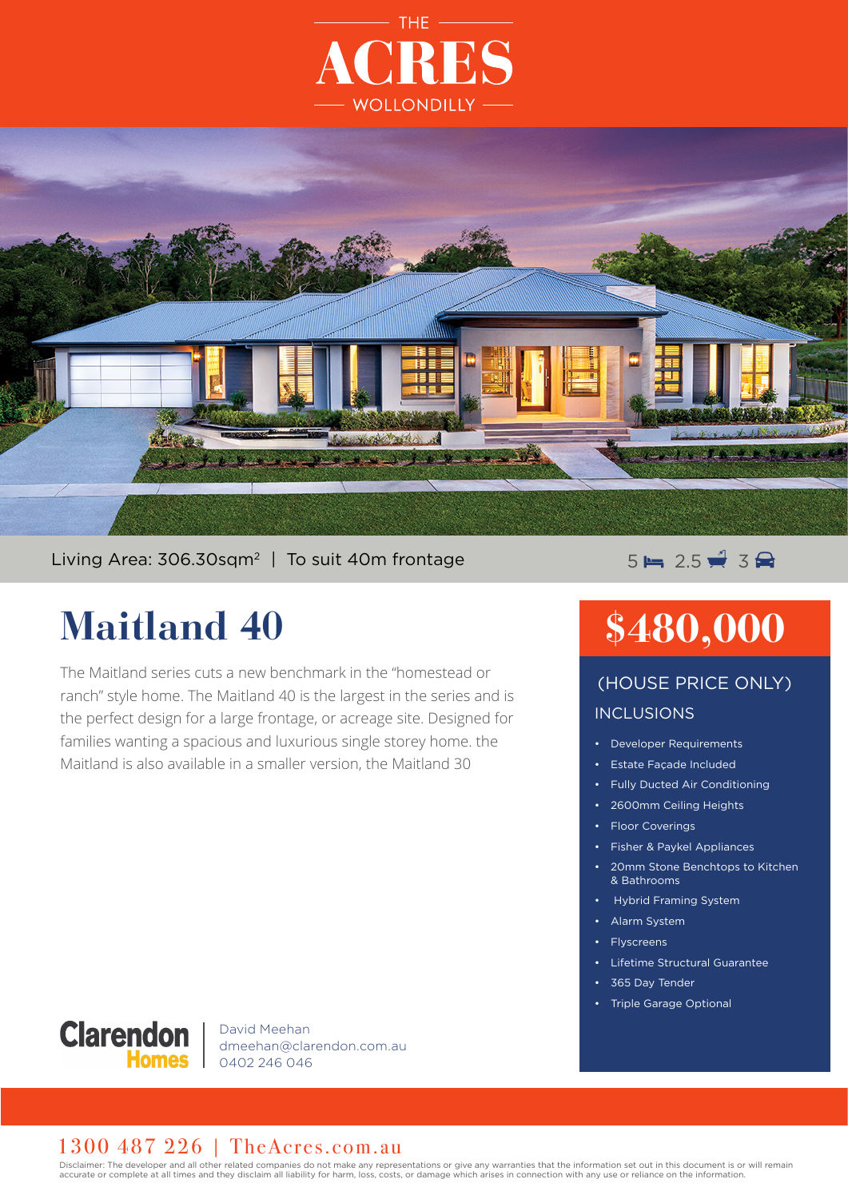THE

# ACRES

WOLLONDILLY

Living Area: 306.30sqm² | To suit 40m frontage

5 bed | 2.5 bath | 3 car

# Maitland 40

The Maitland series cuts a new benchmark in the "homestead or ranch" style home. The Maitland 40 is the largest in the series and is the perfect design for a large frontage, or acreage site. Designed for families wanting a spacious and luxurious single storey home. the Maitland is also available in a smaller version, the Maitland 30

## $480,000

(HOUSE PRICE ONLY)

INCLUSIONS

- Developer Requirements
- Estate Façade Included
- Fully Ducted Air Conditioning
- 2600mm Ceiling Heights
- Floor Coverings
- Fisher & Paykel Appliances
- 20mm Stone Benchtops to Kitchen & Bathrooms
- Hybrid Framing System
- Alarm System
- Flyscreens
- Lifetime Structural Guarantee
- 365 Day Tender
- Triple Garage Optional

Clarendon Homes

David Meehan
dmeehan@clarendon.com.au
0402 246 046

1300 487 226 | TheAcres.com.au

Disclaimer: The developer and all other related companies do not make any representations or give any warranties that the information set out in this document is or will remain accurate or complete at all times and they disclaim all liability for harm, loss, costs, or damage which arises in connection with any use or reliance on the information.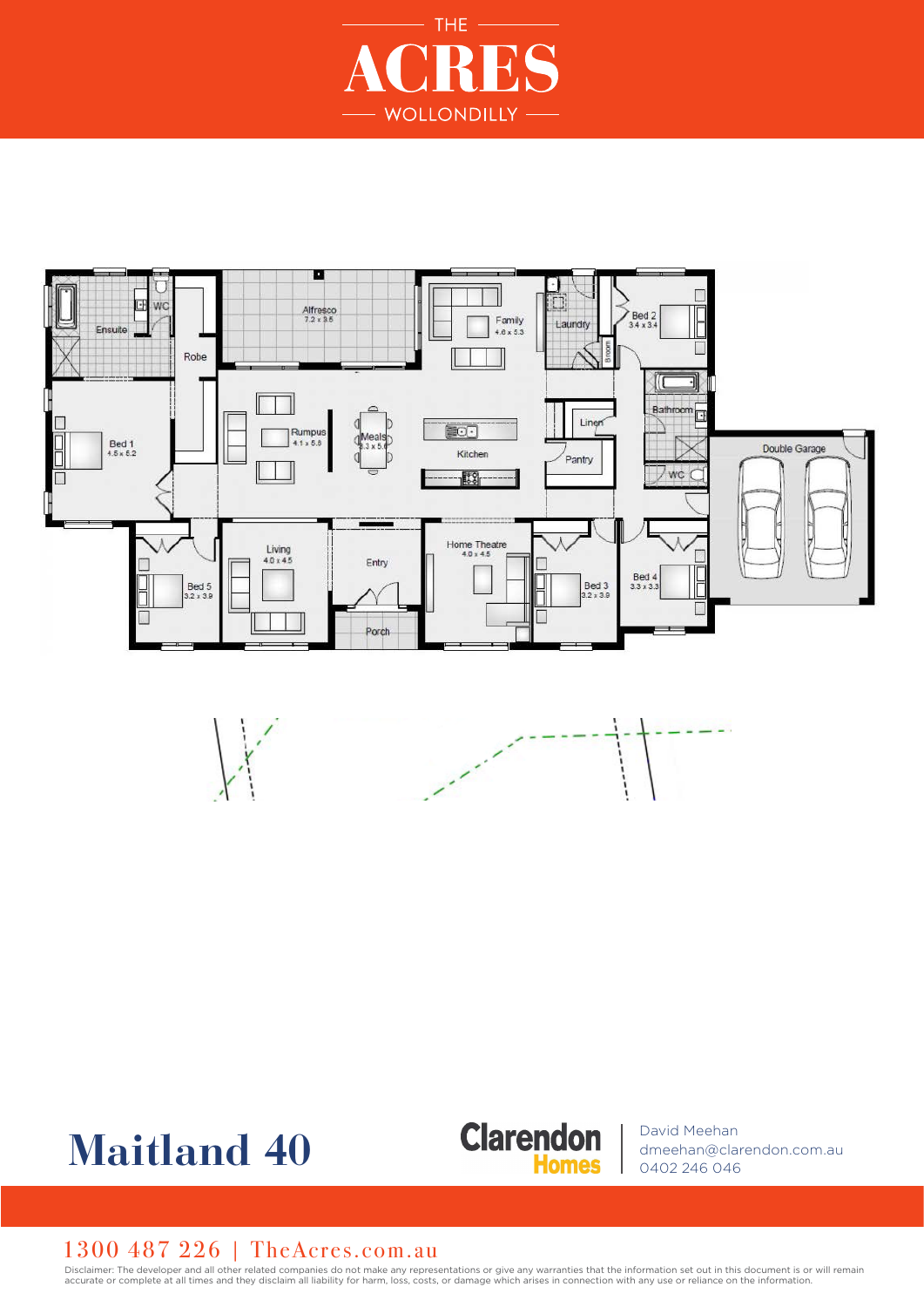THE

# ACRES

WOLLONDILLY

Ensuite

WC

Robe

Alfresco
7.2 x 3.5

Family
4.6 x 5.3

Laundry

Broom

Bed 2
3.4 x 3.4

Bed 1
4.5 x 5.2

Rumpus
4.1 x 5.8

Meals
3.3 x 5.6

Kitchen

Linen

Pantry

Bathroom

WC

Double Garage

Bed 5
3.2 x 3.9

Living
4.0 x 4.5

Entry

Porch

Home Theatre
4.0 x 4.5

Bed 3
3.2 x 3.9

Bed 4
3.3 x 3.3

# Maitland 40

Clarendon Homes

David Meehan
dmeehan@clarendon.com.au
0402 246 046

1300 487 226 | TheAcres.com.au

Disclaimer: The developer and all other related companies do not make any representations or give any warranties that the information set out in this document is or will remain accurate or complete at all times and they disclaim all liability for harm, loss, costs, or damage which arises in connection with any use or reliance on the information.